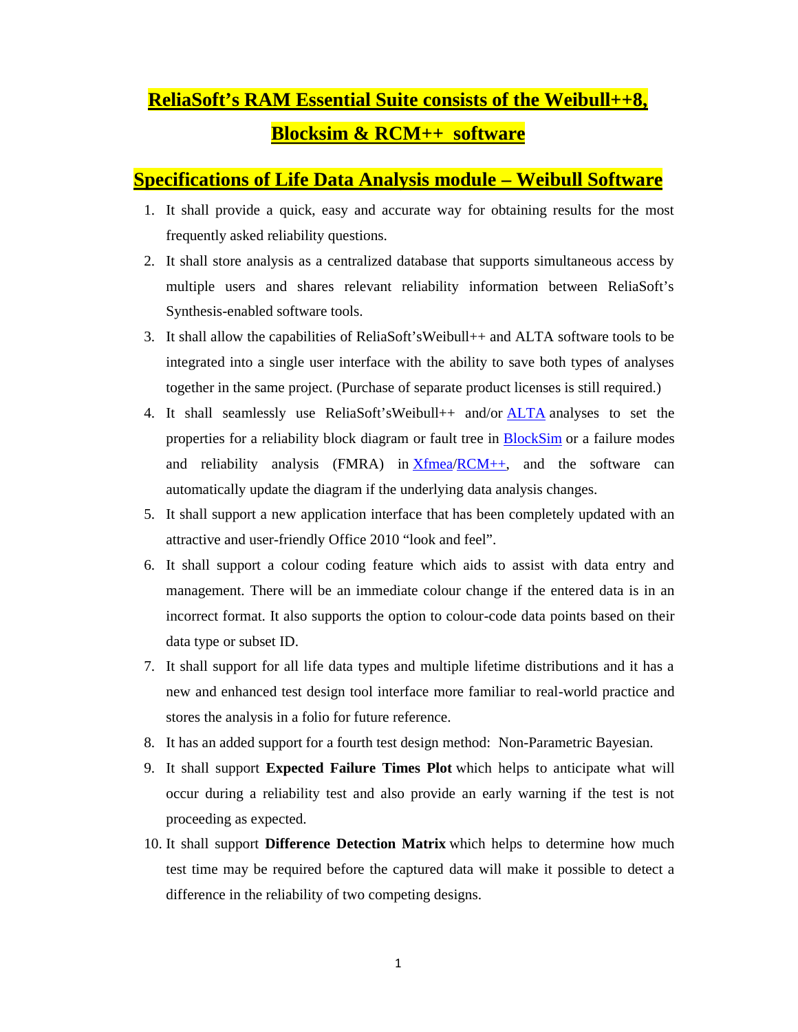# **ReliaSoft's RAM Essential Suite consists of the Weibull++8, Blocksim & RCM++ software**

## **Specifications of Life Data Analysis module – Weibull Software**

1. It shall provide a quick, easy and accurate way for obtaining results for the most frequently asked reliability questions.
2. It shall store analysis as a centralized database that supports simultaneous access by multiple users and shares relevant reliability information between ReliaSoft's Synthesis-enabled software tools.
3. It shall allow the capabilities of ReliaSoft'sWeibull++ and ALTA software tools to be integrated into a single user interface with the ability to save both types of analyses together in the same project. (Purchase of separate product licenses is still required.)
4. It shall seamlessly use ReliaSoft'sWeibull++ and/or ALTA analyses to set the properties for a reliability block diagram or fault tree in BlockSim or a failure modes and reliability analysis (FMRA) in Xfmea/RCM++, and the software can automatically update the diagram if the underlying data analysis changes.
5. It shall support a new application interface that has been completely updated with an attractive and user-friendly Office 2010 "look and feel".
6. It shall support a colour coding feature which aids to assist with data entry and management. There will be an immediate colour change if the entered data is in an incorrect format. It also supports the option to colour-code data points based on their data type or subset ID.
7. It shall support for all life data types and multiple lifetime distributions and it has a new and enhanced test design tool interface more familiar to real-world practice and stores the analysis in a folio for future reference.
8. It has an added support for a fourth test design method: Non-Parametric Bayesian.
9. It shall support **Expected Failure Times Plot** which helps to anticipate what will occur during a reliability test and also provide an early warning if the test is not proceeding as expected.
10. It shall support **Difference Detection Matrix** which helps to determine how much test time may be required before the captured data will make it possible to detect a difference in the reliability of two competing designs.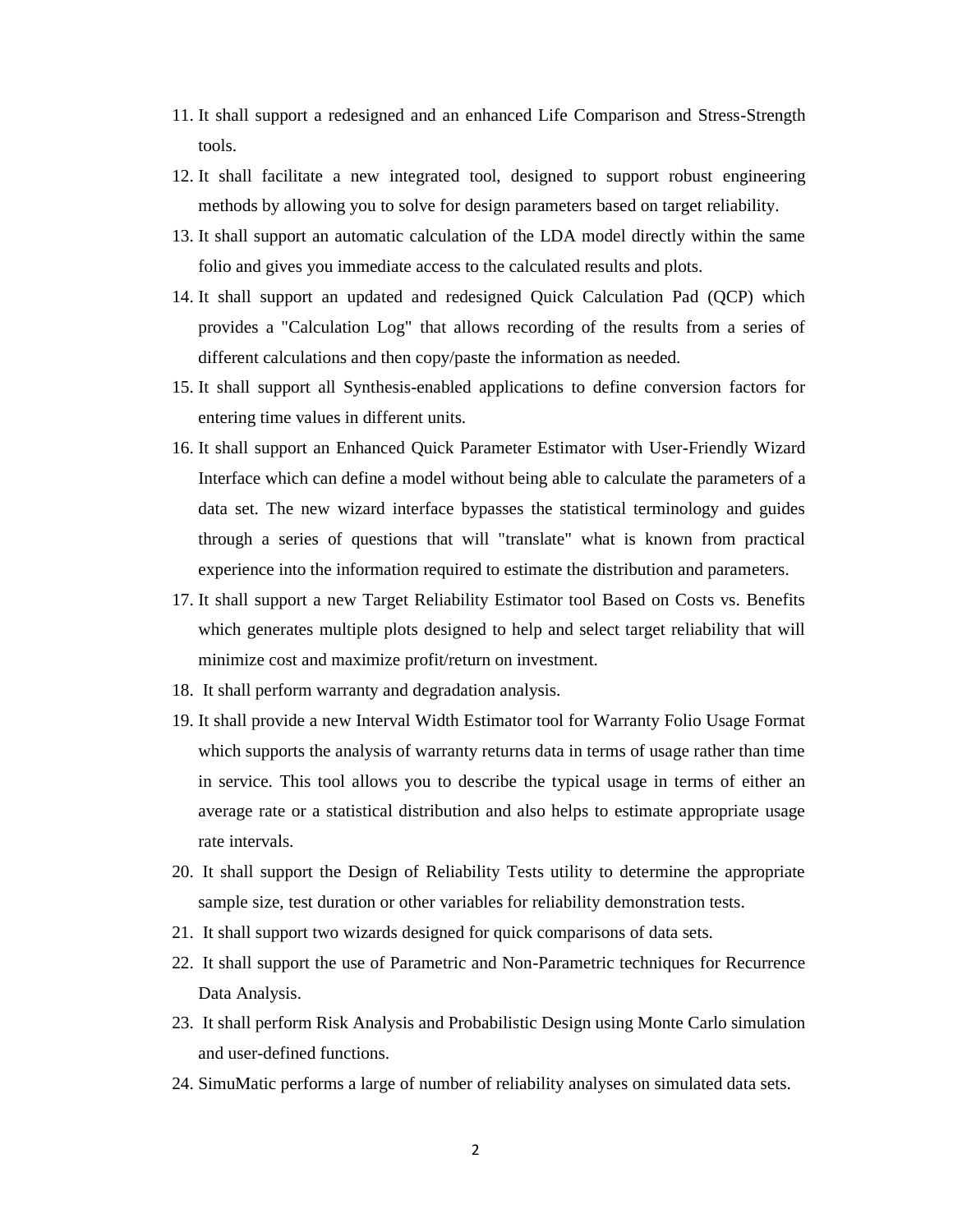11. It shall support a redesigned and an enhanced Life Comparison and Stress-Strength tools.
12. It shall facilitate a new integrated tool, designed to support robust engineering methods by allowing you to solve for design parameters based on target reliability.
13. It shall support an automatic calculation of the LDA model directly within the same folio and gives you immediate access to the calculated results and plots.
14. It shall support an updated and redesigned Quick Calculation Pad (QCP) which provides a "Calculation Log" that allows recording of the results from a series of different calculations and then copy/paste the information as needed.
15. It shall support all Synthesis-enabled applications to define conversion factors for entering time values in different units.
16. It shall support an Enhanced Quick Parameter Estimator with User-Friendly Wizard Interface which can define a model without being able to calculate the parameters of a data set. The new wizard interface bypasses the statistical terminology and guides through a series of questions that will "translate" what is known from practical experience into the information required to estimate the distribution and parameters.
17. It shall support a new Target Reliability Estimator tool Based on Costs vs. Benefits which generates multiple plots designed to help and select target reliability that will minimize cost and maximize profit/return on investment.
18. It shall perform warranty and degradation analysis.
19. It shall provide a new Interval Width Estimator tool for Warranty Folio Usage Format which supports the analysis of warranty returns data in terms of usage rather than time in service. This tool allows you to describe the typical usage in terms of either an average rate or a statistical distribution and also helps to estimate appropriate usage rate intervals.
20. It shall support the Design of Reliability Tests utility to determine the appropriate sample size, test duration or other variables for reliability demonstration tests.
21. It shall support two wizards designed for quick comparisons of data sets.
22. It shall support the use of Parametric and Non-Parametric techniques for Recurrence Data Analysis.
23. It shall perform Risk Analysis and Probabilistic Design using Monte Carlo simulation and user-defined functions.
24. SimuMatic performs a large of number of reliability analyses on simulated data sets.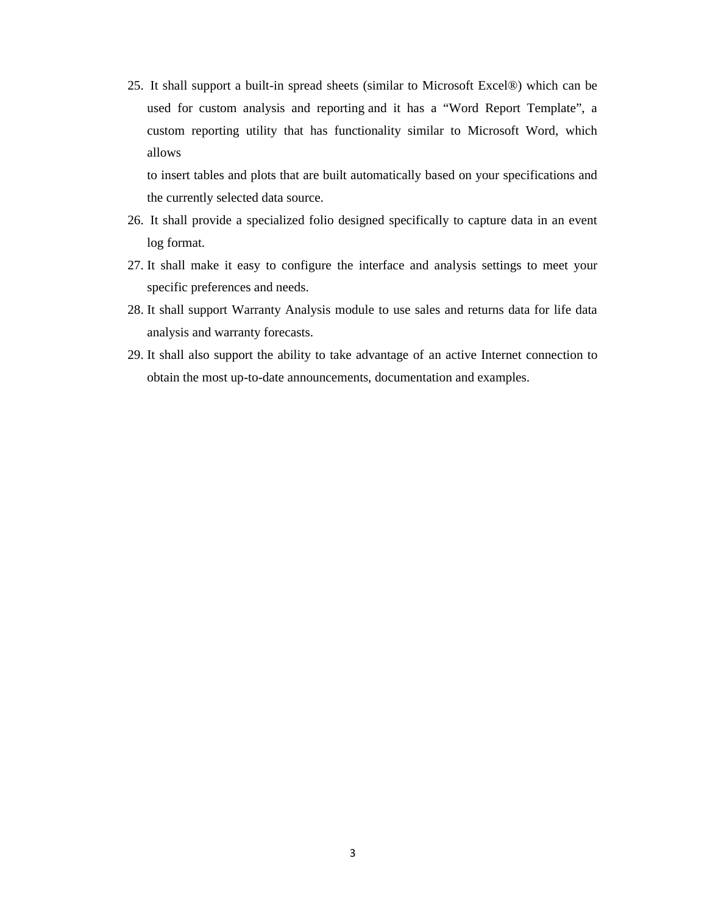25. It shall support a built-in spread sheets (similar to Microsoft Excel®) which can be used for custom analysis and reporting and it has a "Word Report Template", a custom reporting utility that has functionality similar to Microsoft Word, which allows
    to insert tables and plots that are built automatically based on your specifications and the currently selected data source.
26. It shall provide a specialized folio designed specifically to capture data in an event log format.
27. It shall make it easy to configure the interface and analysis settings to meet your specific preferences and needs.
28. It shall support Warranty Analysis module to use sales and returns data for life data analysis and warranty forecasts.
29. It shall also support the ability to take advantage of an active Internet connection to obtain the most up-to-date announcements, documentation and examples.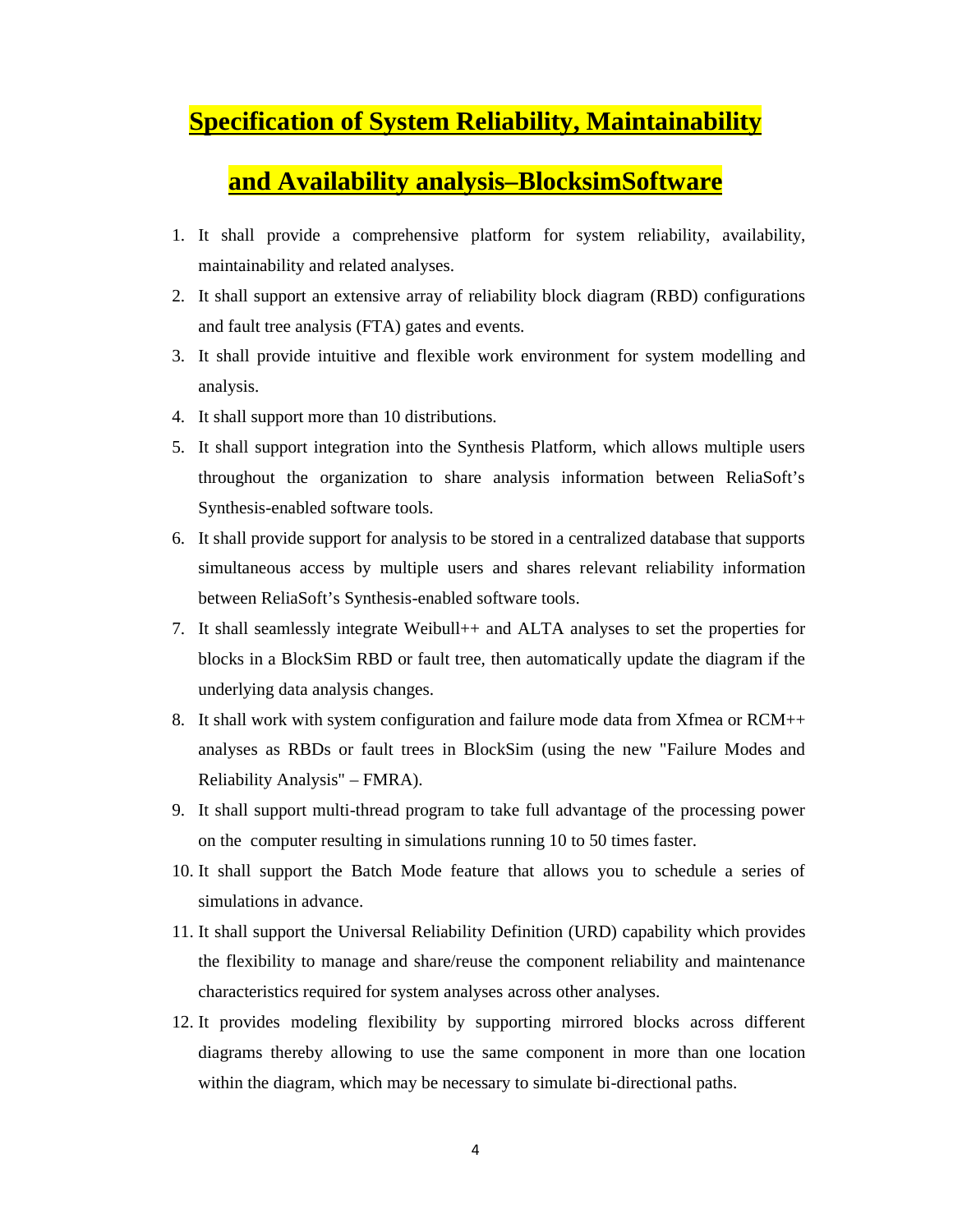# **Specification of System Reliability, Maintainability and Availability analysis–BlocksimSoftware**

1. It shall provide a comprehensive platform for system reliability, availability, maintainability and related analyses.
2. It shall support an extensive array of reliability block diagram (RBD) configurations and fault tree analysis (FTA) gates and events.
3. It shall provide intuitive and flexible work environment for system modelling and analysis.
4. It shall support more than 10 distributions.
5. It shall support integration into the Synthesis Platform, which allows multiple users throughout the organization to share analysis information between ReliaSoft's Synthesis-enabled software tools.
6. It shall provide support for analysis to be stored in a centralized database that supports simultaneous access by multiple users and shares relevant reliability information between ReliaSoft's Synthesis-enabled software tools.
7. It shall seamlessly integrate Weibull++ and ALTA analyses to set the properties for blocks in a BlockSim RBD or fault tree, then automatically update the diagram if the underlying data analysis changes.
8. It shall work with system configuration and failure mode data from Xfmea or RCM++ analyses as RBDs or fault trees in BlockSim (using the new "Failure Modes and Reliability Analysis" – FMRA).
9. It shall support multi-thread program to take full advantage of the processing power on the computer resulting in simulations running 10 to 50 times faster.
10. It shall support the Batch Mode feature that allows you to schedule a series of simulations in advance.
11. It shall support the Universal Reliability Definition (URD) capability which provides the flexibility to manage and share/reuse the component reliability and maintenance characteristics required for system analyses across other analyses.
12. It provides modeling flexibility by supporting mirrored blocks across different diagrams thereby allowing to use the same component in more than one location within the diagram, which may be necessary to simulate bi-directional paths.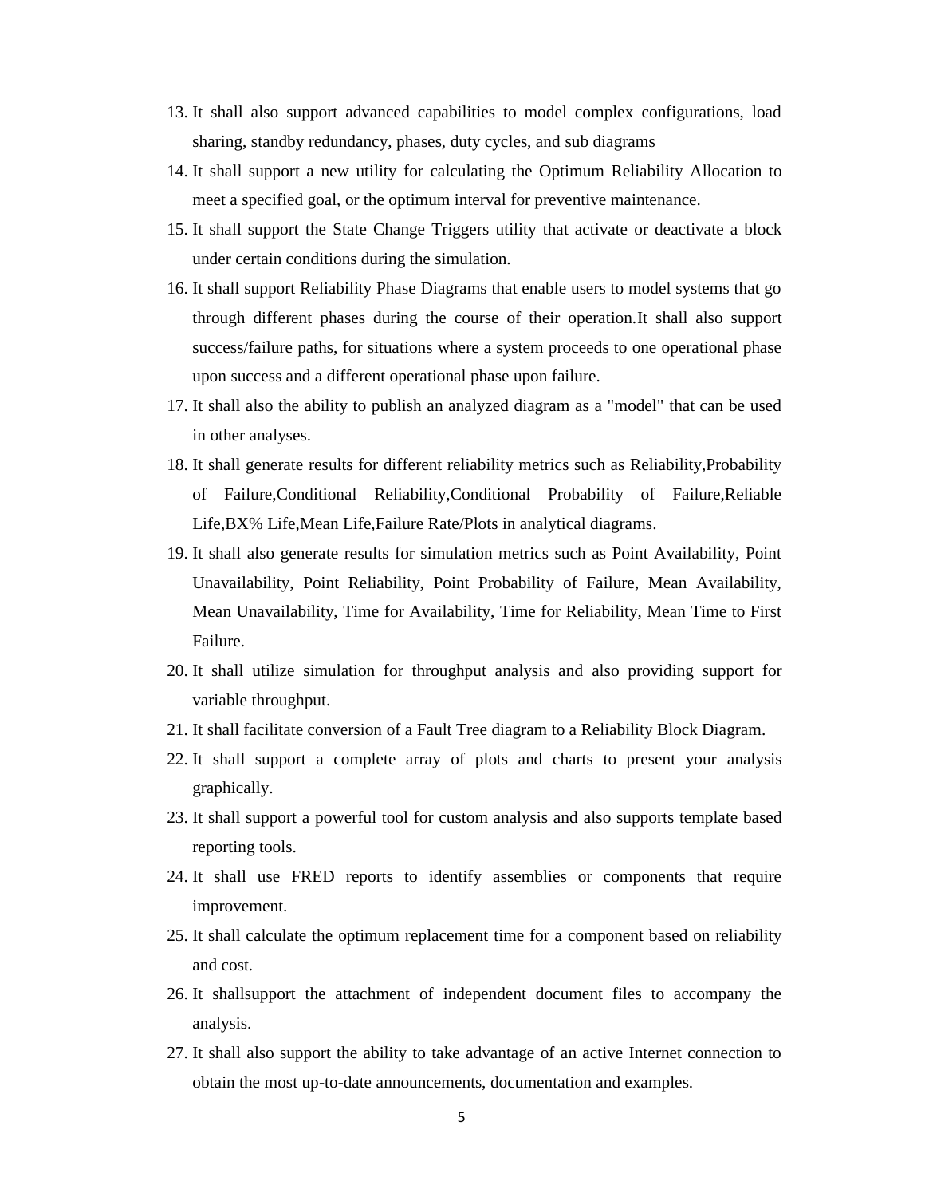13. It shall also support advanced capabilities to model complex configurations, load sharing, standby redundancy, phases, duty cycles, and sub diagrams
14. It shall support a new utility for calculating the Optimum Reliability Allocation to meet a specified goal, or the optimum interval for preventive maintenance.
15. It shall support the State Change Triggers utility that activate or deactivate a block under certain conditions during the simulation.
16. It shall support Reliability Phase Diagrams that enable users to model systems that go through different phases during the course of their operation.It shall also support success/failure paths, for situations where a system proceeds to one operational phase upon success and a different operational phase upon failure.
17. It shall also the ability to publish an analyzed diagram as a "model" that can be used in other analyses.
18. It shall generate results for different reliability metrics such as Reliability,Probability of Failure,Conditional Reliability,Conditional Probability of Failure,Reliable Life,BX% Life,Mean Life,Failure Rate/Plots in analytical diagrams.
19. It shall also generate results for simulation metrics such as Point Availability, Point Unavailability, Point Reliability, Point Probability of Failure, Mean Availability, Mean Unavailability, Time for Availability, Time for Reliability, Mean Time to First Failure.
20. It shall utilize simulation for throughput analysis and also providing support for variable throughput.
21. It shall facilitate conversion of a Fault Tree diagram to a Reliability Block Diagram.
22. It shall support a complete array of plots and charts to present your analysis graphically.
23. It shall support a powerful tool for custom analysis and also supports template based reporting tools.
24. It shall use FRED reports to identify assemblies or components that require improvement.
25. It shall calculate the optimum replacement time for a component based on reliability and cost.
26. It shallsupport the attachment of independent document files to accompany the analysis.
27. It shall also support the ability to take advantage of an active Internet connection to obtain the most up-to-date announcements, documentation and examples.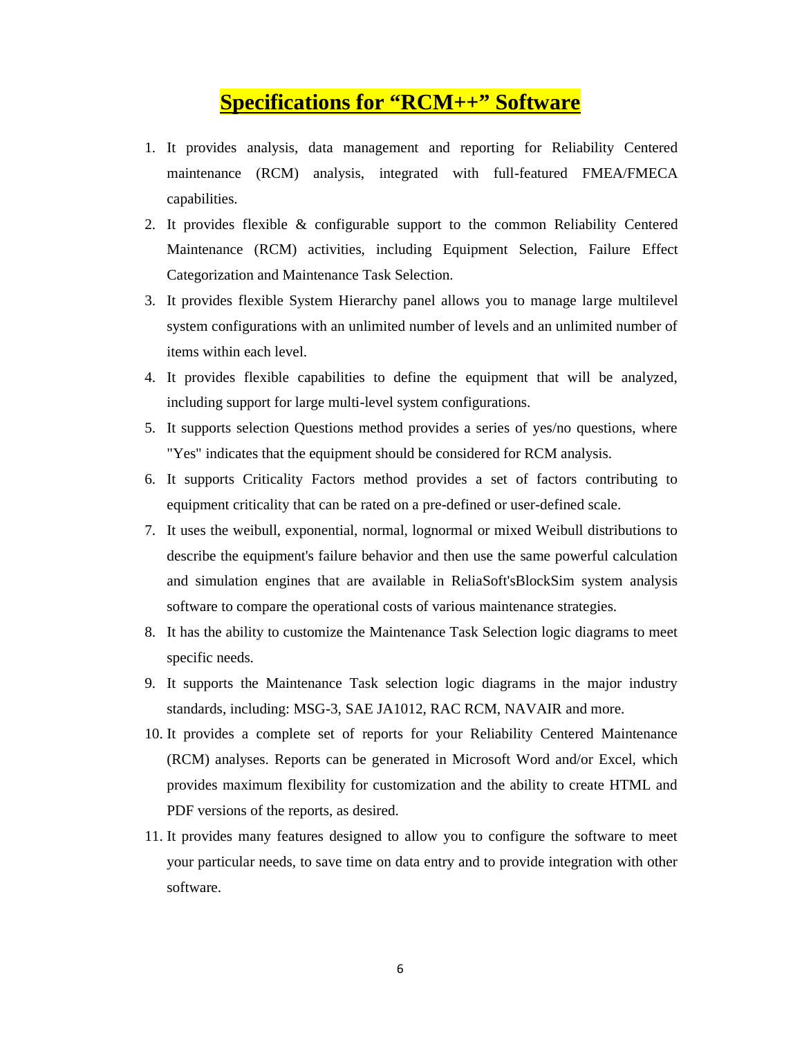# Specifications for "RCM++" Software

1. It provides analysis, data management and reporting for Reliability Centered maintenance (RCM) analysis, integrated with full-featured FMEA/FMECA capabilities.
2. It provides flexible & configurable support to the common Reliability Centered Maintenance (RCM) activities, including Equipment Selection, Failure Effect Categorization and Maintenance Task Selection.
3. It provides flexible System Hierarchy panel allows you to manage large multilevel system configurations with an unlimited number of levels and an unlimited number of items within each level.
4. It provides flexible capabilities to define the equipment that will be analyzed, including support for large multi-level system configurations.
5. It supports selection Questions method provides a series of yes/no questions, where "Yes" indicates that the equipment should be considered for RCM analysis.
6. It supports Criticality Factors method provides a set of factors contributing to equipment criticality that can be rated on a pre-defined or user-defined scale.
7. It uses the weibull, exponential, normal, lognormal or mixed Weibull distributions to describe the equipment's failure behavior and then use the same powerful calculation and simulation engines that are available in ReliaSoft'sBlockSim system analysis software to compare the operational costs of various maintenance strategies.
8. It has the ability to customize the Maintenance Task Selection logic diagrams to meet specific needs.
9. It supports the Maintenance Task selection logic diagrams in the major industry standards, including: MSG-3, SAE JA1012, RAC RCM, NAVAIR and more.
10. It provides a complete set of reports for your Reliability Centered Maintenance (RCM) analyses. Reports can be generated in Microsoft Word and/or Excel, which provides maximum flexibility for customization and the ability to create HTML and PDF versions of the reports, as desired.
11. It provides many features designed to allow you to configure the software to meet your particular needs, to save time on data entry and to provide integration with other software.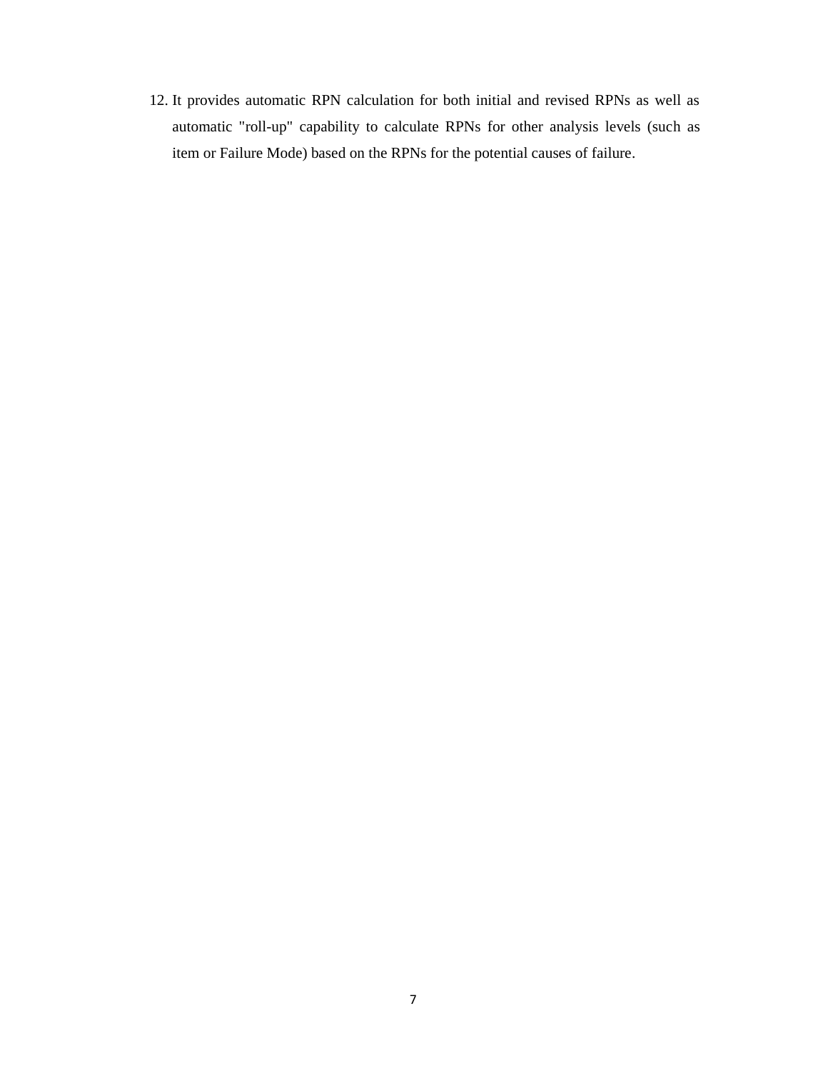12. It provides automatic RPN calculation for both initial and revised RPNs as well as automatic "roll-up" capability to calculate RPNs for other analysis levels (such as item or Failure Mode) based on the RPNs for the potential causes of failure.